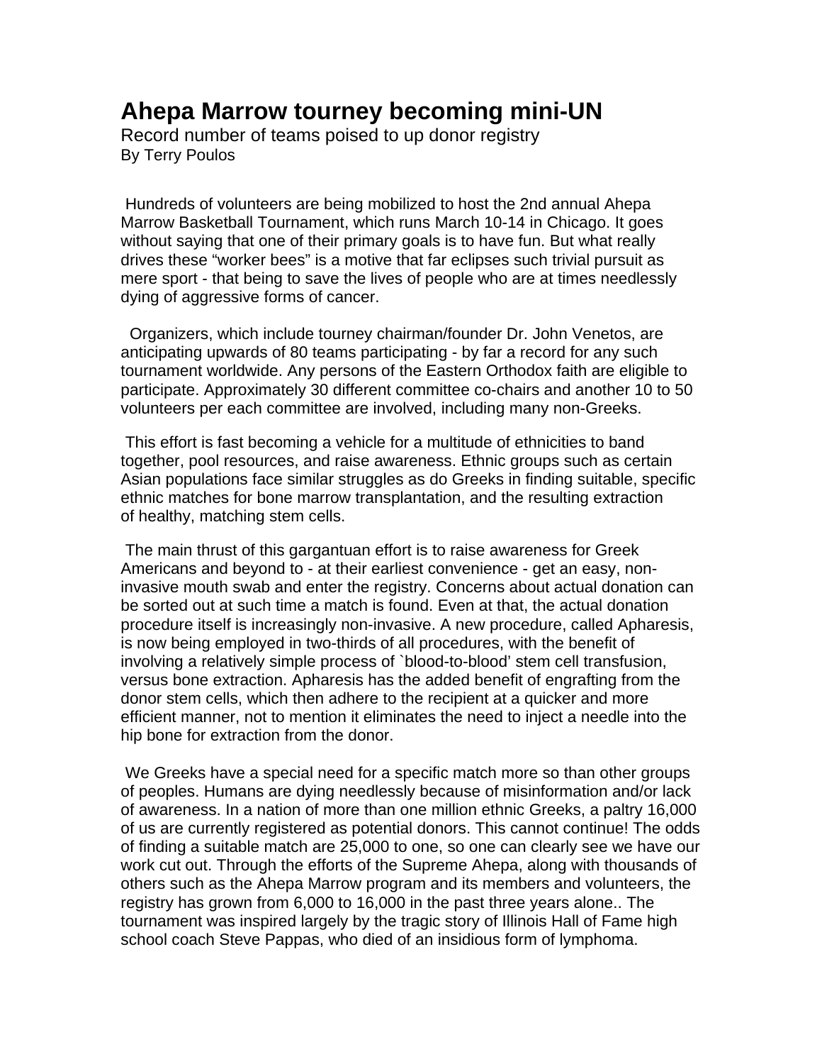# Ahepa Marrow tourney becoming mini-UN

Record number of teams poised to up donor registry

By Terry Poulos

Hundreds of volunteers are being mobilized to host the 2nd annual Ahepa Marrow Basketball Tournament, which runs March 10-14 in Chicago. It goes without saying that one of their primary goals is to have fun. But what really drives these "worker bees" is a motive that far eclipses such trivial pursuit as mere sport - that being to save the lives of people who are at times needlessly dying of aggressive forms of cancer.

Organizers, which include tourney chairman/founder Dr. John Venetos, are anticipating upwards of 80 teams participating - by far a record for any such tournament worldwide. Any persons of the Eastern Orthodox faith are eligible to participate. Approximately 30 different committee co-chairs and another 10 to 50 volunteers per each committee are involved, including many non-Greeks.

This effort is fast becoming a vehicle for a multitude of ethnicities to band together, pool resources, and raise awareness. Ethnic groups such as certain Asian populations face similar struggles as do Greeks in finding suitable, specific ethnic matches for bone marrow transplantation, and the resulting extraction of healthy, matching stem cells.

The main thrust of this gargantuan effort is to raise awareness for Greek Americans and beyond to - at their earliest convenience - get an easy, non-invasive mouth swab and enter the registry. Concerns about actual donation can be sorted out at such time a match is found. Even at that, the actual donation procedure itself is increasingly non-invasive. A new procedure, called Apharesis, is now being employed in two-thirds of all procedures, with the benefit of involving a relatively simple process of `blood-to-blood' stem cell transfusion, versus bone extraction. Apharesis has the added benefit of engrafting from the donor stem cells, which then adhere to the recipient at a quicker and more efficient manner, not to mention it eliminates the need to inject a needle into the hip bone for extraction from the donor.

We Greeks have a special need for a specific match more so than other groups of peoples. Humans are dying needlessly because of misinformation and/or lack of awareness. In a nation of more than one million ethnic Greeks, a paltry 16,000 of us are currently registered as potential donors. This cannot continue! The odds of finding a suitable match are 25,000 to one, so one can clearly see we have our work cut out. Through the efforts of the Supreme Ahepa, along with thousands of others such as the Ahepa Marrow program and its members and volunteers, the registry has grown from 6,000 to 16,000 in the past three years alone.. The tournament was inspired largely by the tragic story of Illinois Hall of Fame high school coach Steve Pappas, who died of an insidious form of lymphoma.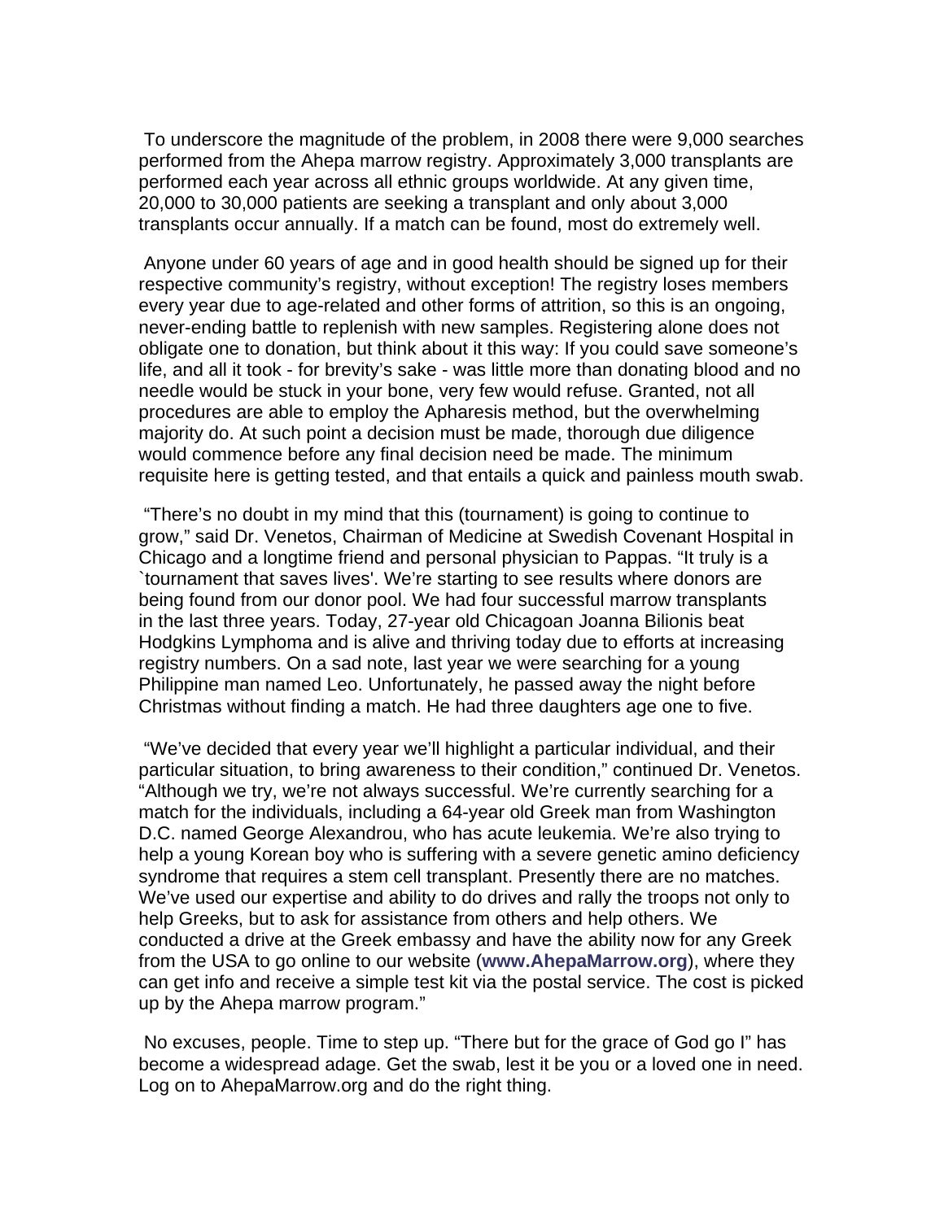To underscore the magnitude of the problem, in 2008 there were 9,000 searches performed from the Ahepa marrow registry. Approximately 3,000 transplants are performed each year across all ethnic groups worldwide. At any given time, 20,000 to 30,000 patients are seeking a transplant and only about 3,000 transplants occur annually. If a match can be found, most do extremely well.

Anyone under 60 years of age and in good health should be signed up for their respective community's registry, without exception! The registry loses members every year due to age-related and other forms of attrition, so this is an ongoing, never-ending battle to replenish with new samples. Registering alone does not obligate one to donation, but think about it this way: If you could save someone's life, and all it took - for brevity's sake - was little more than donating blood and no needle would be stuck in your bone, very few would refuse. Granted, not all procedures are able to employ the Apharesis method, but the overwhelming majority do. At such point a decision must be made, thorough due diligence would commence before any final decision need be made. The minimum requisite here is getting tested, and that entails a quick and painless mouth swab.

"There's no doubt in my mind that this (tournament) is going to continue to grow," said Dr. Venetos, Chairman of Medicine at Swedish Covenant Hospital in Chicago and a longtime friend and personal physician to Pappas. "It truly is a `tournament that saves lives'. We're starting to see results where donors are being found from our donor pool. We had four successful marrow transplants in the last three years. Today, 27-year old Chicagoan Joanna Bilionis beat Hodgkins Lymphoma and is alive and thriving today due to efforts at increasing registry numbers. On a sad note, last year we were searching for a young Philippine man named Leo. Unfortunately, he passed away the night before Christmas without finding a match. He had three daughters age one to five.

"We've decided that every year we'll highlight a particular individual, and their particular situation, to bring awareness to their condition," continued Dr. Venetos. "Although we try, we're not always successful. We're currently searching for a match for the individuals, including a 64-year old Greek man from Washington D.C. named George Alexandrou, who has acute leukemia. We're also trying to help a young Korean boy who is suffering with a severe genetic amino deficiency syndrome that requires a stem cell transplant. Presently there are no matches. We've used our expertise and ability to do drives and rally the troops not only to help Greeks, but to ask for assistance from others and help others. We conducted a drive at the Greek embassy and have the ability now for any Greek from the USA to go online to our website (**www.AhepaMarrow.org**), where they can get info and receive a simple test kit via the postal service. The cost is picked up by the Ahepa marrow program."

No excuses, people. Time to step up. "There but for the grace of God go I" has become a widespread adage. Get the swab, lest it be you or a loved one in need. Log on to AhepaMarrow.org and do the right thing.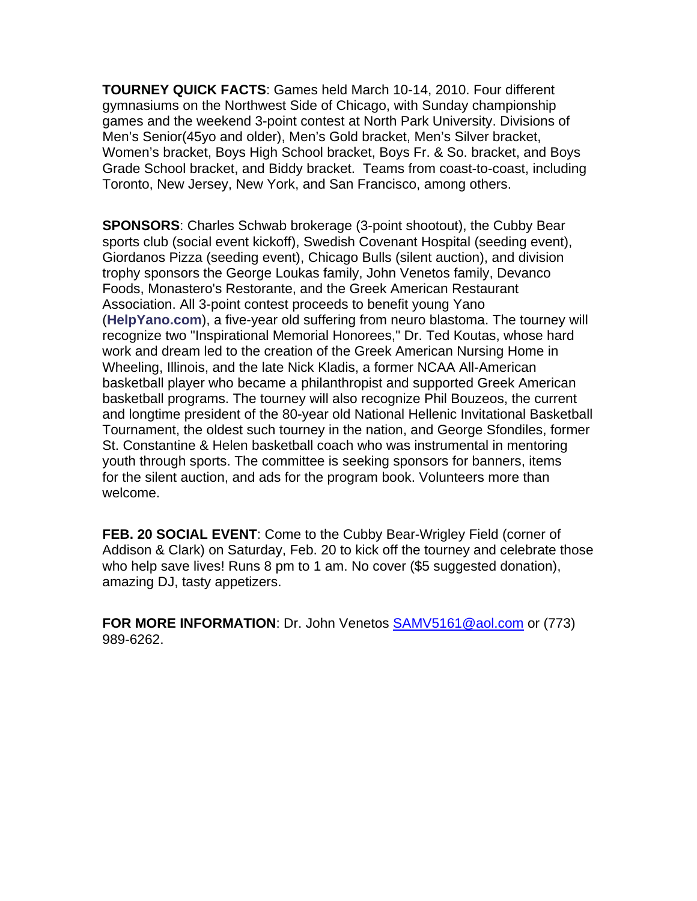**TOURNEY QUICK FACTS**: Games held March 10-14, 2010. Four different gymnasiums on the Northwest Side of Chicago, with Sunday championship games and the weekend 3-point contest at North Park University. Divisions of Men's Senior(45yo and older), Men's Gold bracket, Men's Silver bracket, Women's bracket, Boys High School bracket, Boys Fr. & So. bracket, and Boys Grade School bracket, and Biddy bracket. Teams from coast-to-coast, including Toronto, New Jersey, New York, and San Francisco, among others.

**SPONSORS**: Charles Schwab brokerage (3-point shootout), the Cubby Bear sports club (social event kickoff), Swedish Covenant Hospital (seeding event), Giordanos Pizza (seeding event), Chicago Bulls (silent auction), and division trophy sponsors the George Loukas family, John Venetos family, Devanco Foods, Monastero's Restorante, and the Greek American Restaurant Association. All 3-point contest proceeds to benefit young Yano (**HelpYano.com**), a five-year old suffering from neuro blastoma. The tourney will recognize two "Inspirational Memorial Honorees," Dr. Ted Koutas, whose hard work and dream led to the creation of the Greek American Nursing Home in Wheeling, Illinois, and the late Nick Kladis, a former NCAA All-American basketball player who became a philanthropist and supported Greek American basketball programs. The tourney will also recognize Phil Bouzeos, the current and longtime president of the 80-year old National Hellenic Invitational Basketball Tournament, the oldest such tourney in the nation, and George Sfondiles, former St. Constantine & Helen basketball coach who was instrumental in mentoring youth through sports. The committee is seeking sponsors for banners, items for the silent auction, and ads for the program book. Volunteers more than welcome.

**FEB. 20 SOCIAL EVENT**: Come to the Cubby Bear-Wrigley Field (corner of Addison & Clark) on Saturday, Feb. 20 to kick off the tourney and celebrate those who help save lives! Runs 8 pm to 1 am. No cover ($5 suggested donation), amazing DJ, tasty appetizers.

**FOR MORE INFORMATION**: Dr. John Venetos SAMV5161@aol.com or (773) 989-6262.